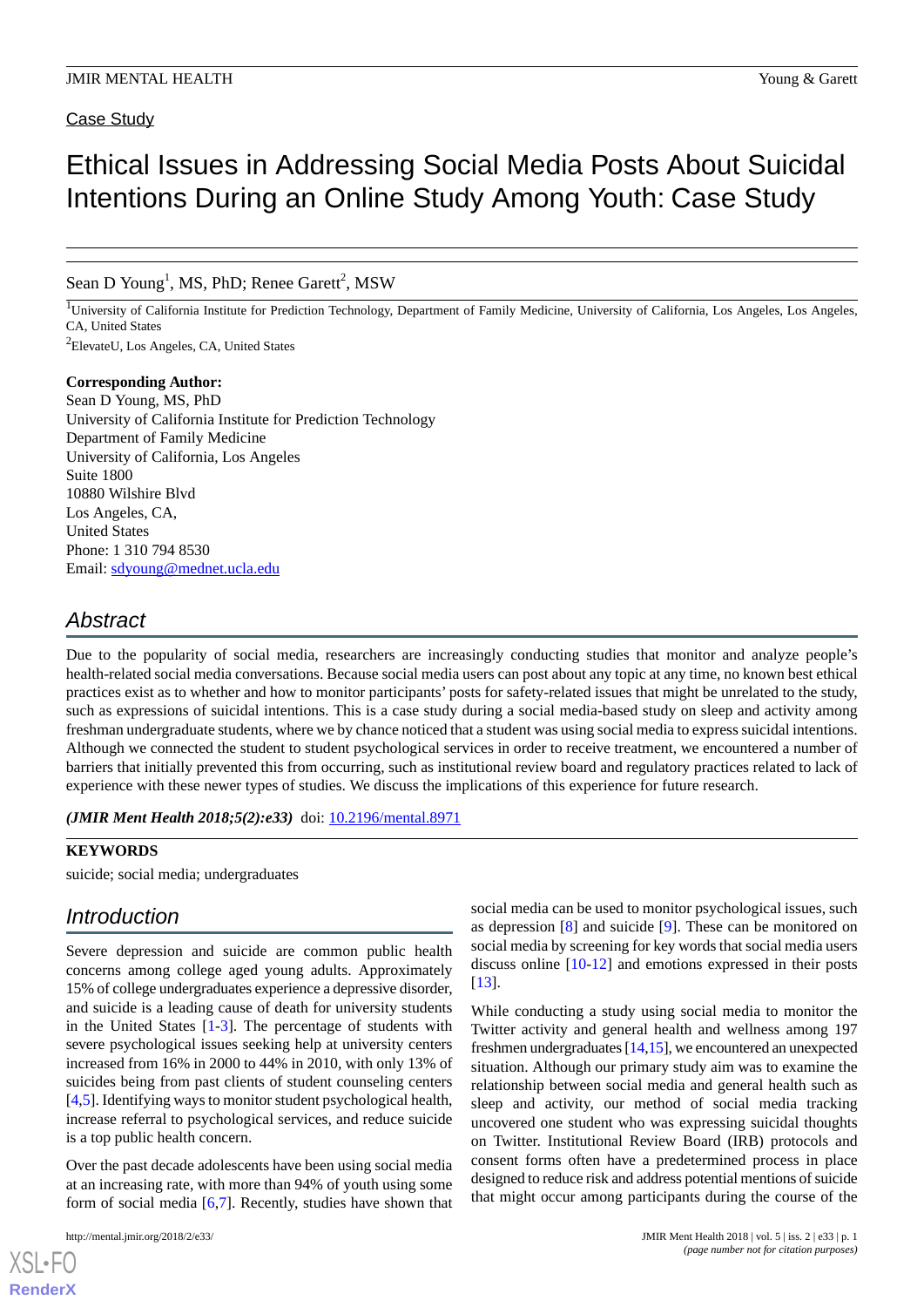Case Study

# Ethical Issues in Addressing Social Media Posts About Suicidal Intentions During an Online Study Among Youth: Case Study

Sean D Young[1], MS, PhD; Renee Garett[2], MSW

[1]University of California Institute for Prediction Technology, Department of Family Medicine, University of California, Los Angeles, Los Angeles, CA, United States

[2]ElevateU, Los Angeles, CA, United States

**Corresponding Author:**
Sean D Young, MS, PhD
University of California Institute for Prediction Technology
Department of Family Medicine
University of California, Los Angeles
Suite 1800
10880 Wilshire Blvd
Los Angeles, CA,
United States
Phone: 1 310 794 8530
Email: sdyoung@mednet.ucla.edu

## Abstract

Due to the popularity of social media, researchers are increasingly conducting studies that monitor and analyze people's health-related social media conversations. Because social media users can post about any topic at any time, no known best ethical practices exist as to whether and how to monitor participants' posts for safety-related issues that might be unrelated to the study, such as expressions of suicidal intentions. This is a case study during a social media-based study on sleep and activity among freshman undergraduate students, where we by chance noticed that a student was using social media to express suicidal intentions. Although we connected the student to student psychological services in order to receive treatment, we encountered a number of barriers that initially prevented this from occurring, such as institutional review board and regulatory practices related to lack of experience with these newer types of studies. We discuss the implications of this experience for future research.

***(JMIR Ment Health 2018;5(2):e33)*** doi: 10.2196/mental.8971

**KEYWORDS**

suicide; social media; undergraduates

## Introduction

Severe depression and suicide are common public health concerns among college aged young adults. Approximately 15% of college undergraduates experience a depressive disorder, and suicide is a leading cause of death for university students in the United States [1-3]. The percentage of students with severe psychological issues seeking help at university centers increased from 16% in 2000 to 44% in 2010, with only 13% of suicides being from past clients of student counseling centers [4,5]. Identifying ways to monitor student psychological health, increase referral to psychological services, and reduce suicide is a top public health concern.

Over the past decade adolescents have been using social media at an increasing rate, with more than 94% of youth using some form of social media [6,7]. Recently, studies have shown that social media can be used to monitor psychological issues, such as depression [8] and suicide [9]. These can be monitored on social media by screening for key words that social media users discuss online [10-12] and emotions expressed in their posts [13].

While conducting a study using social media to monitor the Twitter activity and general health and wellness among 197 freshmen undergraduates [14,15], we encountered an unexpected situation. Although our primary study aim was to examine the relationship between social media and general health such as sleep and activity, our method of social media tracking uncovered one student who was expressing suicidal thoughts on Twitter. Institutional Review Board (IRB) protocols and consent forms often have a predetermined process in place designed to reduce risk and address potential mentions of suicide that might occur among participants during the course of the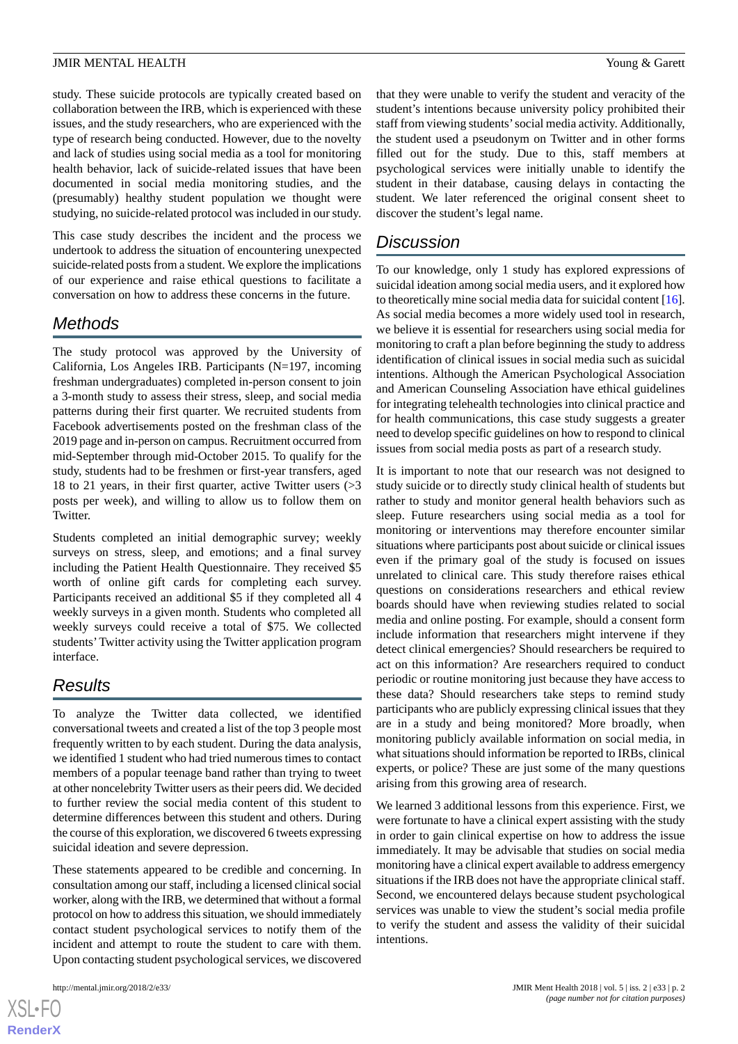study. These suicide protocols are typically created based on collaboration between the IRB, which is experienced with these issues, and the study researchers, who are experienced with the type of research being conducted. However, due to the novelty and lack of studies using social media as a tool for monitoring health behavior, lack of suicide-related issues that have been documented in social media monitoring studies, and the (presumably) healthy student population we thought were studying, no suicide-related protocol was included in our study.

This case study describes the incident and the process we undertook to address the situation of encountering unexpected suicide-related posts from a student. We explore the implications of our experience and raise ethical questions to facilitate a conversation on how to address these concerns in the future.

## Methods

The study protocol was approved by the University of California, Los Angeles IRB. Participants (N=197, incoming freshman undergraduates) completed in-person consent to join a 3-month study to assess their stress, sleep, and social media patterns during their first quarter. We recruited students from Facebook advertisements posted on the freshman class of the 2019 page and in-person on campus. Recruitment occurred from mid-September through mid-October 2015. To qualify for the study, students had to be freshmen or first-year transfers, aged 18 to 21 years, in their first quarter, active Twitter users (>3 posts per week), and willing to allow us to follow them on Twitter.

Students completed an initial demographic survey; weekly surveys on stress, sleep, and emotions; and a final survey including the Patient Health Questionnaire. They received $5 worth of online gift cards for completing each survey. Participants received an additional $5 if they completed all 4 weekly surveys in a given month. Students who completed all weekly surveys could receive a total of $75. We collected students' Twitter activity using the Twitter application program interface.

## Results

To analyze the Twitter data collected, we identified conversational tweets and created a list of the top 3 people most frequently written to by each student. During the data analysis, we identified 1 student who had tried numerous times to contact members of a popular teenage band rather than trying to tweet at other noncelebrity Twitter users as their peers did. We decided to further review the social media content of this student to determine differences between this student and others. During the course of this exploration, we discovered 6 tweets expressing suicidal ideation and severe depression.

These statements appeared to be credible and concerning. In consultation among our staff, including a licensed clinical social worker, along with the IRB, we determined that without a formal protocol on how to address this situation, we should immediately contact student psychological services to notify them of the incident and attempt to route the student to care with them. Upon contacting student psychological services, we discovered that they were unable to verify the student and veracity of the student's intentions because university policy prohibited their staff from viewing students' social media activity. Additionally, the student used a pseudonym on Twitter and in other forms filled out for the study. Due to this, staff members at psychological services were initially unable to identify the student in their database, causing delays in contacting the student. We later referenced the original consent sheet to discover the student's legal name.

## Discussion

To our knowledge, only 1 study has explored expressions of suicidal ideation among social media users, and it explored how to theoretically mine social media data for suicidal content [16]. As social media becomes a more widely used tool in research, we believe it is essential for researchers using social media for monitoring to craft a plan before beginning the study to address identification of clinical issues in social media such as suicidal intentions. Although the American Psychological Association and American Counseling Association have ethical guidelines for integrating telehealth technologies into clinical practice and for health communications, this case study suggests a greater need to develop specific guidelines on how to respond to clinical issues from social media posts as part of a research study.

It is important to note that our research was not designed to study suicide or to directly study clinical health of students but rather to study and monitor general health behaviors such as sleep. Future researchers using social media as a tool for monitoring or interventions may therefore encounter similar situations where participants post about suicide or clinical issues even if the primary goal of the study is focused on issues unrelated to clinical care. This study therefore raises ethical questions on considerations researchers and ethical review boards should have when reviewing studies related to social media and online posting. For example, should a consent form include information that researchers might intervene if they detect clinical emergencies? Should researchers be required to act on this information? Are researchers required to conduct periodic or routine monitoring just because they have access to these data? Should researchers take steps to remind study participants who are publicly expressing clinical issues that they are in a study and being monitored? More broadly, when monitoring publicly available information on social media, in what situations should information be reported to IRBs, clinical experts, or police? These are just some of the many questions arising from this growing area of research.

We learned 3 additional lessons from this experience. First, we were fortunate to have a clinical expert assisting with the study in order to gain clinical expertise on how to address the issue immediately. It may be advisable that studies on social media monitoring have a clinical expert available to address emergency situations if the IRB does not have the appropriate clinical staff. Second, we encountered delays because student psychological services was unable to view the student's social media profile to verify the student and assess the validity of their suicidal intentions.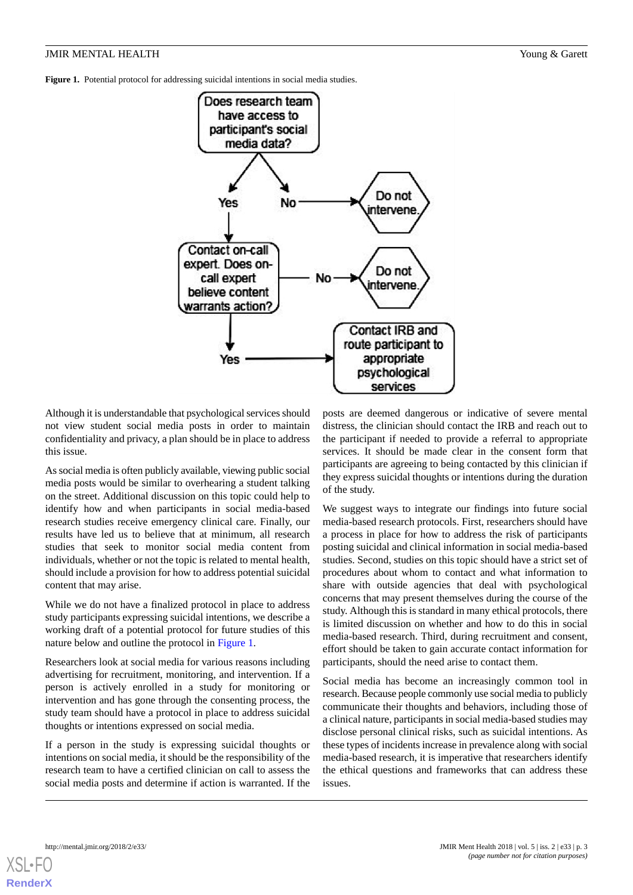**Figure 1.** Potential protocol for addressing suicidal intentions in social media studies.

Although it is understandable that psychological services should not view student social media posts in order to maintain confidentiality and privacy, a plan should be in place to address this issue.

As social media is often publicly available, viewing public social media posts would be similar to overhearing a student talking on the street. Additional discussion on this topic could help to identify how and when participants in social media-based research studies receive emergency clinical care. Finally, our results have led us to believe that at minimum, all research studies that seek to monitor social media content from individuals, whether or not the topic is related to mental health, should include a provision for how to address potential suicidal content that may arise.

While we do not have a finalized protocol in place to address study participants expressing suicidal intentions, we describe a working draft of a potential protocol for future studies of this nature below and outline the protocol in Figure 1.

Researchers look at social media for various reasons including advertising for recruitment, monitoring, and intervention. If a person is actively enrolled in a study for monitoring or intervention and has gone through the consenting process, the study team should have a protocol in place to address suicidal thoughts or intentions expressed on social media.

If a person in the study is expressing suicidal thoughts or intentions on social media, it should be the responsibility of the research team to have a certified clinician on call to assess the social media posts and determine if action is warranted. If the posts are deemed dangerous or indicative of severe mental distress, the clinician should contact the IRB and reach out to the participant if needed to provide a referral to appropriate services. It should be made clear in the consent form that participants are agreeing to being contacted by this clinician if they express suicidal thoughts or intentions during the duration of the study.

We suggest ways to integrate our findings into future social media-based research protocols. First, researchers should have a process in place for how to address the risk of participants posting suicidal and clinical information in social media-based studies. Second, studies on this topic should have a strict set of procedures about whom to contact and what information to share with outside agencies that deal with psychological concerns that may present themselves during the course of the study. Although this is standard in many ethical protocols, there is limited discussion on whether and how to do this in social media-based research. Third, during recruitment and consent, effort should be taken to gain accurate contact information for participants, should the need arise to contact them.

Social media has become an increasingly common tool in research. Because people commonly use social media to publicly communicate their thoughts and behaviors, including those of a clinical nature, participants in social media-based studies may disclose personal clinical risks, such as suicidal intentions. As these types of incidents increase in prevalence along with social media-based research, it is imperative that researchers identify the ethical questions and frameworks that can address these issues.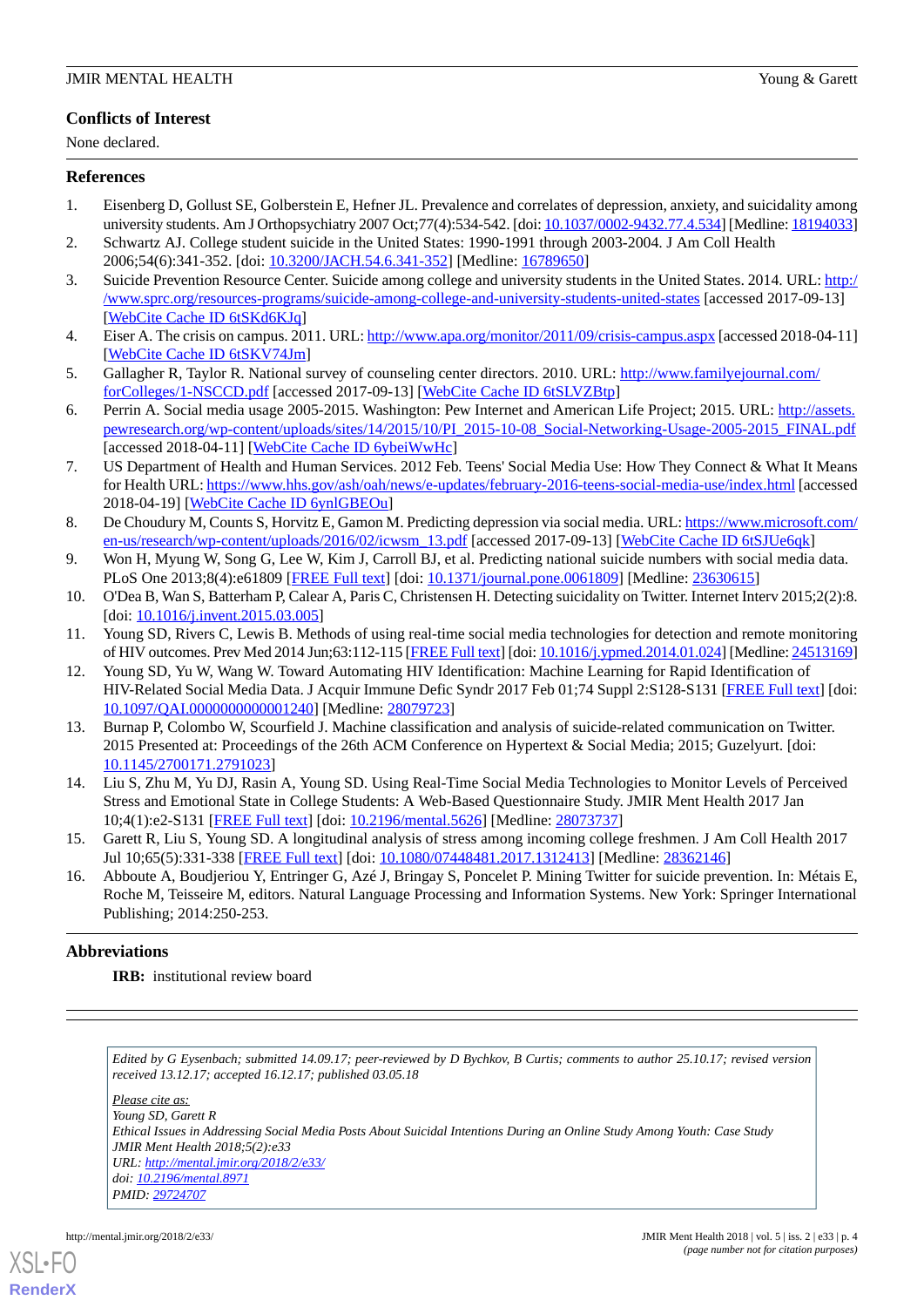## Conflicts of Interest

None declared.

## References

1. Eisenberg D, Gollust SE, Golberstein E, Hefner JL. Prevalence and correlates of depression, anxiety, and suicidality among university students. Am J Orthopsychiatry 2007 Oct;77(4):534-542. [doi: 10.1037/0002-9432.77.4.534] [Medline: 18194033]
2. Schwartz AJ. College student suicide in the United States: 1990-1991 through 2003-2004. J Am Coll Health 2006;54(6):341-352. [doi: 10.3200/JACH.54.6.341-352] [Medline: 16789650]
3. Suicide Prevention Resource Center. Suicide among college and university students in the United States. 2014. URL: http://www.sprc.org/resources-programs/suicide-among-college-and-university-students-united-states [accessed 2017-09-13] [WebCite Cache ID 6tSKd6KJq]
4. Eiser A. The crisis on campus. 2011. URL: http://www.apa.org/monitor/2011/09/crisis-campus.aspx [accessed 2018-04-11] [WebCite Cache ID 6tSKV74Jm]
5. Gallagher R, Taylor R. National survey of counseling center directors. 2010. URL: http://www.familyejournal.com/forColleges/1-NSCCD.pdf [accessed 2017-09-13] [WebCite Cache ID 6tSLVZBtp]
6. Perrin A. Social media usage 2005-2015. Washington: Pew Internet and American Life Project; 2015. URL: http://assets.pewresearch.org/wp-content/uploads/sites/14/2015/10/PI_2015-10-08_Social-Networking-Usage-2005-2015_FINAL.pdf [accessed 2018-04-11] [WebCite Cache ID 6ybeiWwHc]
7. US Department of Health and Human Services. 2012 Feb. Teens' Social Media Use: How They Connect & What It Means for Health URL: https://www.hhs.gov/ash/oah/news/e-updates/february-2016-teens-social-media-use/index.html [accessed 2018-04-19] [WebCite Cache ID 6ynlGBEOu]
8. De Choudury M, Counts S, Horvitz E, Gamon M. Predicting depression via social media. URL: https://www.microsoft.com/en-us/research/wp-content/uploads/2016/02/icwsm_13.pdf [accessed 2017-09-13] [WebCite Cache ID 6tSJUe6qk]
9. Won H, Myung W, Song G, Lee W, Kim J, Carroll BJ, et al. Predicting national suicide numbers with social media data. PLoS One 2013;8(4):e61809 [FREE Full text] [doi: 10.1371/journal.pone.0061809] [Medline: 23630615]
10. O'Dea B, Wan S, Batterham P, Calear A, Paris C, Christensen H. Detecting suicidality on Twitter. Internet Interv 2015;2(2):8. [doi: 10.1016/j.invent.2015.03.005]
11. Young SD, Rivers C, Lewis B. Methods of using real-time social media technologies for detection and remote monitoring of HIV outcomes. Prev Med 2014 Jun;63:112-115 [FREE Full text] [doi: 10.1016/j.ypmed.2014.01.024] [Medline: 24513169]
12. Young SD, Yu W, Wang W. Toward Automating HIV Identification: Machine Learning for Rapid Identification of HIV-Related Social Media Data. J Acquir Immune Defic Syndr 2017 Feb 01;74 Suppl 2:S128-S131 [FREE Full text] [doi: 10.1097/QAI.0000000000001240] [Medline: 28079723]
13. Burnap P, Colombo W, Scourfield J. Machine classification and analysis of suicide-related communication on Twitter. 2015 Presented at: Proceedings of the 26th ACM Conference on Hypertext & Social Media; 2015; Guzelyurt. [doi: 10.1145/2700171.2791023]
14. Liu S, Zhu M, Yu DJ, Rasin A, Young SD. Using Real-Time Social Media Technologies to Monitor Levels of Perceived Stress and Emotional State in College Students: A Web-Based Questionnaire Study. JMIR Ment Health 2017 Jan 10;4(1):e2-S131 [FREE Full text] [doi: 10.2196/mental.5626] [Medline: 28073737]
15. Garett R, Liu S, Young SD. A longitudinal analysis of stress among incoming college freshmen. J Am Coll Health 2017 Jul 10;65(5):331-338 [FREE Full text] [doi: 10.1080/07448481.2017.1312413] [Medline: 28362146]
16. Abboute A, Boudjeriou Y, Entringer G, Azé J, Bringay S, Poncelet P. Mining Twitter for suicide prevention. In: Métais E, Roche M, Teisseire M, editors. Natural Language Processing and Information Systems. New York: Springer International Publishing; 2014:250-253.

## Abbreviations

**IRB:** institutional review board

*Edited by G Eysenbach; submitted 14.09.17; peer-reviewed by D Bychkov, B Curtis; comments to author 25.10.17; revised version received 13.12.17; accepted 16.12.17; published 03.05.18*

*Please cite as:*
*Young SD, Garett R*
*Ethical Issues in Addressing Social Media Posts About Suicidal Intentions During an Online Study Among Youth: Case Study*
*JMIR Ment Health 2018;5(2):e33*
*URL: http://mental.jmir.org/2018/2/e33/*
*doi: 10.2196/mental.8971*
*PMID: 29724707*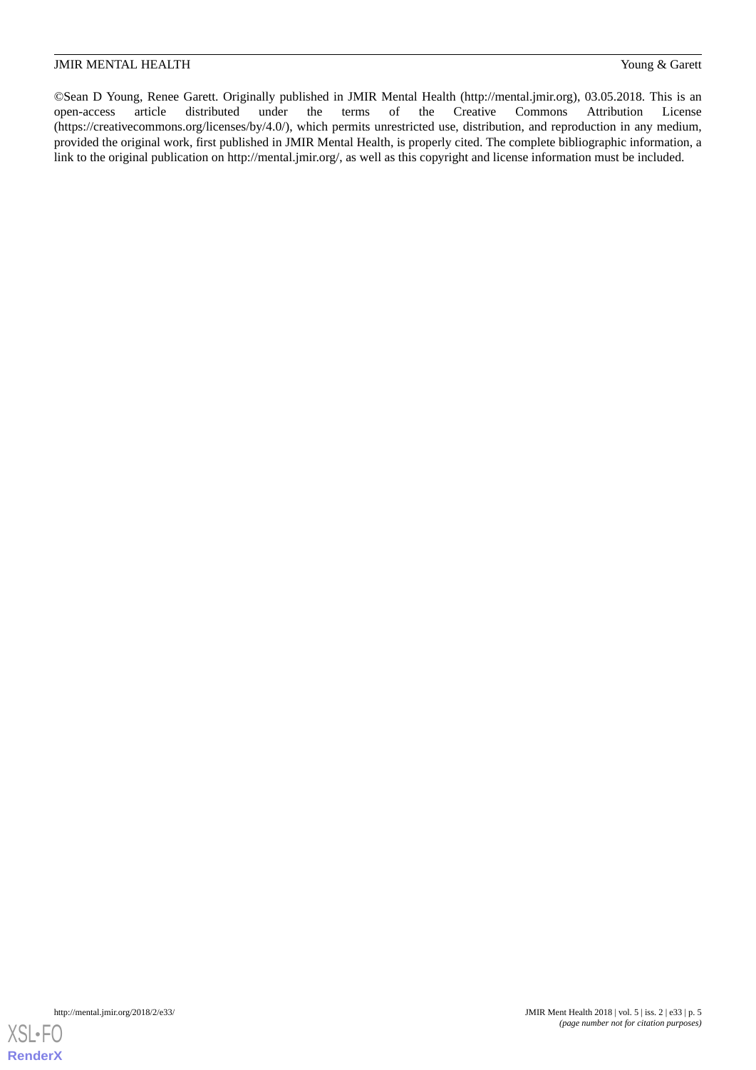©Sean D Young, Renee Garett. Originally published in JMIR Mental Health (http://mental.jmir.org), 03.05.2018. This is an open-access article distributed under the terms of the Creative Commons Attribution License (https://creativecommons.org/licenses/by/4.0/), which permits unrestricted use, distribution, and reproduction in any medium, provided the original work, first published in JMIR Mental Health, is properly cited. The complete bibliographic information, a link to the original publication on http://mental.jmir.org/, as well as this copyright and license information must be included.